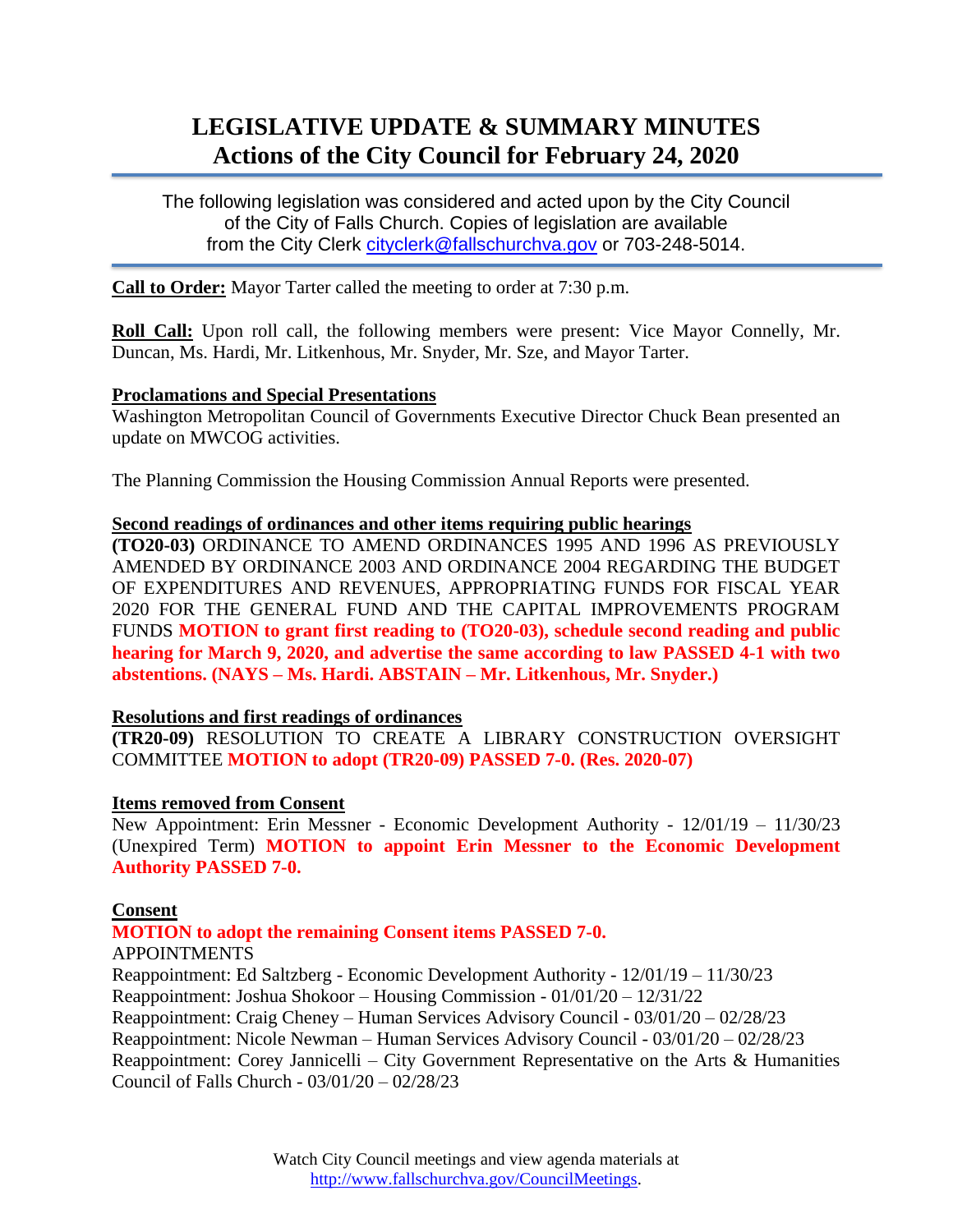# LEGISLATIVE UPDATE & SUMMARY MINUTES
## Actions of the City Council for February 24, 2020

The following legislation was considered and acted upon by the City Council of the City of Falls Church. Copies of legislation are available from the City Clerk cityclerk@fallschurchva.gov or 703-248-5014.

**Call to Order:** Mayor Tarter called the meeting to order at 7:30 p.m.

**Roll Call:** Upon roll call, the following members were present: Vice Mayor Connelly, Mr. Duncan, Ms. Hardi, Mr. Litkenhous, Mr. Snyder, Mr. Sze, and Mayor Tarter.

**Proclamations and Special Presentations**
Washington Metropolitan Council of Governments Executive Director Chuck Bean presented an update on MWCOG activities.

The Planning Commission the Housing Commission Annual Reports were presented.

**Second readings of ordinances and other items requiring public hearings**
**(TO20-03)** ORDINANCE TO AMEND ORDINANCES 1995 AND 1996 AS PREVIOUSLY AMENDED BY ORDINANCE 2003 AND ORDINANCE 2004 REGARDING THE BUDGET OF EXPENDITURES AND REVENUES, APPROPRIATING FUNDS FOR FISCAL YEAR 2020 FOR THE GENERAL FUND AND THE CAPITAL IMPROVEMENTS PROGRAM FUNDS **MOTION to grant first reading to (TO20-03), schedule second reading and public hearing for March 9, 2020, and advertise the same according to law PASSED 4-1 with two abstentions. (NAYS – Ms. Hardi. ABSTAIN – Mr. Litkenhous, Mr. Snyder.)**

**Resolutions and first readings of ordinances**
**(TR20-09)** RESOLUTION TO CREATE A LIBRARY CONSTRUCTION OVERSIGHT COMMITTEE **MOTION to adopt (TR20-09) PASSED 7-0. (Res. 2020-07)**

**Items removed from Consent**
New Appointment: Erin Messner - Economic Development Authority - 12/01/19 – 11/30/23 (Unexpired Term) **MOTION to appoint Erin Messner to the Economic Development Authority PASSED 7-0.**

**Consent**
**MOTION to adopt the remaining Consent items PASSED 7-0.**
APPOINTMENTS
Reappointment: Ed Saltzberg - Economic Development Authority - 12/01/19 – 11/30/23
Reappointment: Joshua Shokoor – Housing Commission - 01/01/20 – 12/31/22
Reappointment: Craig Cheney – Human Services Advisory Council - 03/01/20 – 02/28/23
Reappointment: Nicole Newman – Human Services Advisory Council - 03/01/20 – 02/28/23
Reappointment: Corey Jannicelli – City Government Representative on the Arts & Humanities Council of Falls Church - 03/01/20 – 02/28/23

Watch City Council meetings and view agenda materials at http://www.fallschurchva.gov/CouncilMeetings.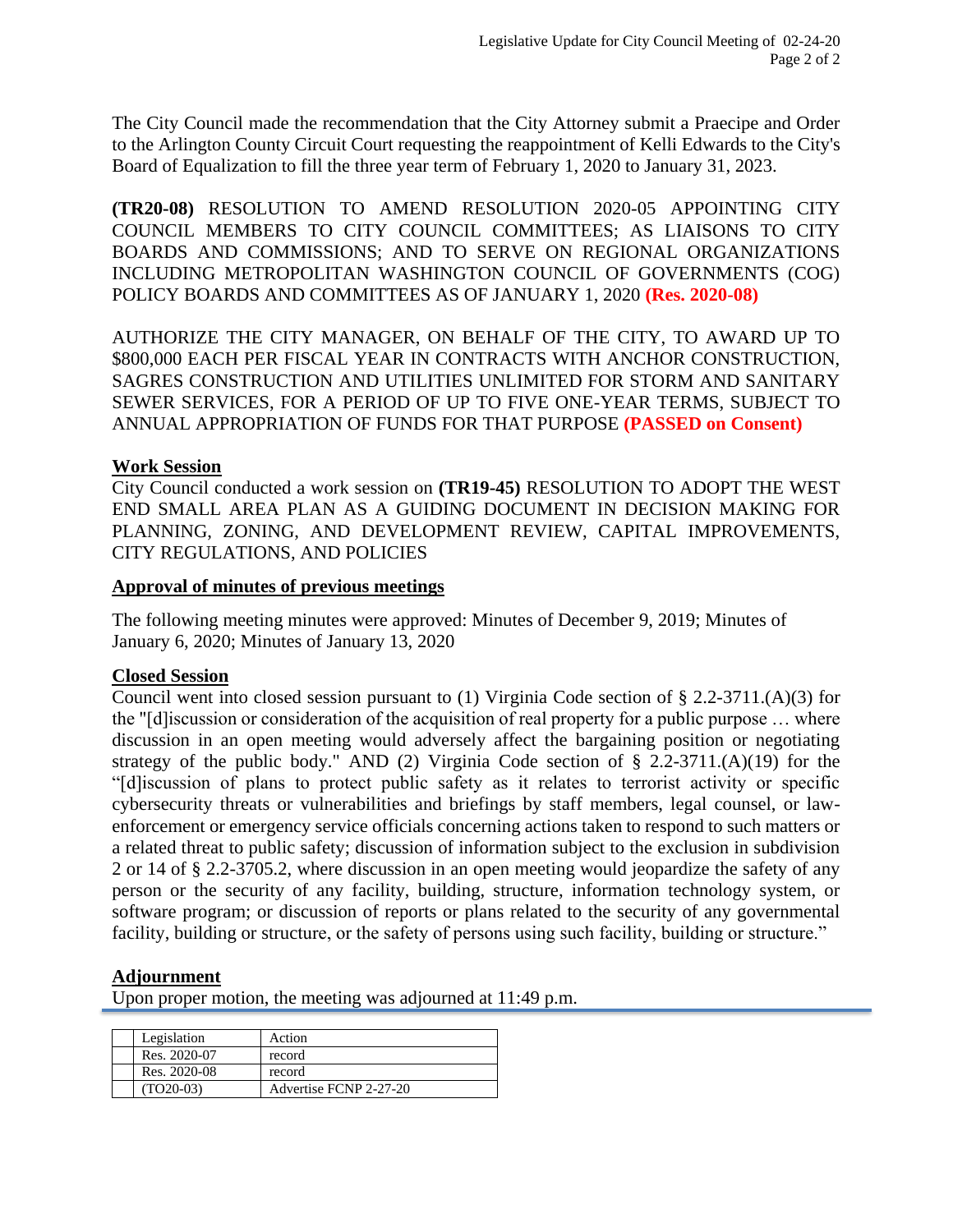The City Council made the recommendation that the City Attorney submit a Praecipe and Order to the Arlington County Circuit Court requesting the reappointment of Kelli Edwards to the City's Board of Equalization to fill the three year term of February 1, 2020 to January 31, 2023.

**(TR20-08)** RESOLUTION TO AMEND RESOLUTION 2020-05 APPOINTING CITY COUNCIL MEMBERS TO CITY COUNCIL COMMITTEES; AS LIAISONS TO CITY BOARDS AND COMMISSIONS; AND TO SERVE ON REGIONAL ORGANIZATIONS INCLUDING METROPOLITAN WASHINGTON COUNCIL OF GOVERNMENTS (COG) POLICY BOARDS AND COMMITTEES AS OF JANUARY 1, 2020 **(Res. 2020-08)**

AUTHORIZE THE CITY MANAGER, ON BEHALF OF THE CITY, TO AWARD UP TO $800,000 EACH PER FISCAL YEAR IN CONTRACTS WITH ANCHOR CONSTRUCTION, SAGRES CONSTRUCTION AND UTILITIES UNLIMITED FOR STORM AND SANITARY SEWER SERVICES, FOR A PERIOD OF UP TO FIVE ONE-YEAR TERMS, SUBJECT TO ANNUAL APPROPRIATION OF FUNDS FOR THAT PURPOSE **(PASSED on Consent)**

## Work Session

City Council conducted a work session on **(TR19-45)** RESOLUTION TO ADOPT THE WEST END SMALL AREA PLAN AS A GUIDING DOCUMENT IN DECISION MAKING FOR PLANNING, ZONING, AND DEVELOPMENT REVIEW, CAPITAL IMPROVEMENTS, CITY REGULATIONS, AND POLICIES

## Approval of minutes of previous meetings

The following meeting minutes were approved: Minutes of December 9, 2019; Minutes of January 6, 2020; Minutes of January 13, 2020

## Closed Session

Council went into closed session pursuant to (1) Virginia Code section of § 2.2-3711.(A)(3) for the "[d]iscussion or consideration of the acquisition of real property for a public purpose … where discussion in an open meeting would adversely affect the bargaining position or negotiating strategy of the public body." AND (2) Virginia Code section of § 2.2-3711.(A)(19) for the "[d]iscussion of plans to protect public safety as it relates to terrorist activity or specific cybersecurity threats or vulnerabilities and briefings by staff members, legal counsel, or law-enforcement or emergency service officials concerning actions taken to respond to such matters or a related threat to public safety; discussion of information subject to the exclusion in subdivision 2 or 14 of § 2.2-3705.2, where discussion in an open meeting would jeopardize the safety of any person or the security of any facility, building, structure, information technology system, or software program; or discussion of reports or plans related to the security of any governmental facility, building or structure, or the safety of persons using such facility, building or structure."

## Adjournment

Upon proper motion, the meeting was adjourned at 11:49 p.m.

| | Legislation | Action |
|---|---|---|
| | Res. 2020-07 | record |
| | Res. 2020-08 | record |
| | (TO20-03) | Advertise FCNP 2-27-20 |